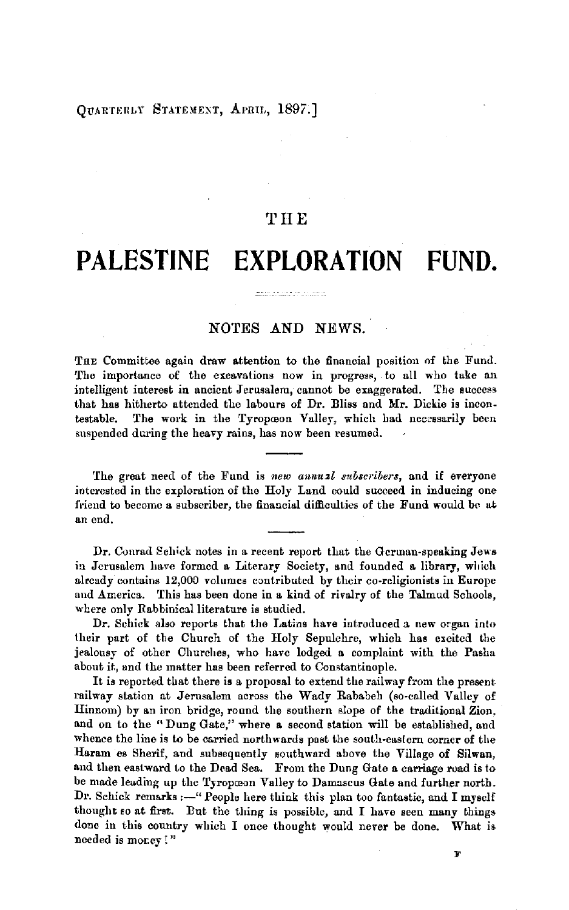QUARTERLY STATEMENT, APRIL, 1897.]

# THE

# PALESTINE EXPLORATION FUND.

## NOTES AND NEWS.

THE Committee again draw attention to the financial position of the Fund. The importance of the excavations now in progress, to all who take an intelligent interest in ancient Jerusalem, cannot be exaggerated. The success that has hitherto attended the labours of Dr. Bliss and Mr. Dickie is incontestable. The work in the Tyropœon Valley, which had necessarily been suspended during the heavy rains, has now been resumed.

---

The great need of the Fund is *new annual subscribers*, and if everyone interested in the exploration of the Holy Land could succeed in inducing one friend to become a subscriber, the financial difficulties of the Fund would be at an end.

---

Dr. Conrad Schick notes in a recent report that the German-speaking Jews in Jerusalem have formed a Literary Society, and founded a library, which already contains 12,000 volumes contributed by their co-religionists in Europe and America. This has been done in a kind of rivalry of the Talmud Schools, where only Rabbinical literature is studied.

Dr. Schick also reports that the Latins have introduced a new organ into their part of the Church of the Holy Sepulchre, which has excited the jealousy of other Churches, who have lodged a complaint with the Pasha about it, and the matter has been referred to Constantinople.

It is reported that there is a proposal to extend the railway from the present railway station at Jerusalem across the Wady Rababeh (so-called Valley of Hinnom) by an iron bridge, round the southern slope of the traditional Zion, and on to the "Dung Gate," where a second station will be established, and whence the line is to be carried northwards past the south-eastern corner of the Haram es Sherif, and subsequently southward above the Village of Silwan, and then eastward to the Dead Sea. From the Dung Gate a carriage road is to be made leading up the Tyropœon Valley to Damascus Gate and further north. Dr. Schick remarks :—"People here think this plan too fantastic, and I myself thought so at first. But the thing is possible, and I have seen many things done in this country which I once thought would never be done. What is needed is money!"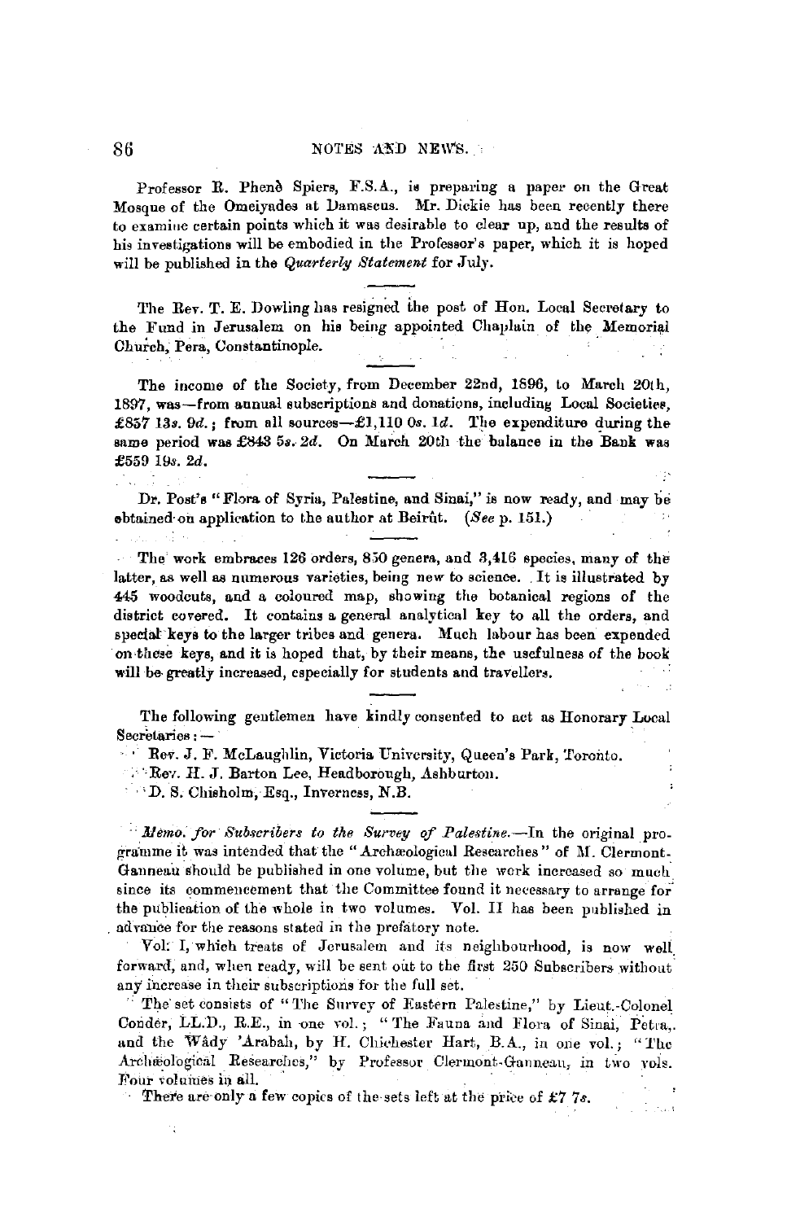Professor R. Phenè Spiers, F.S.A., is preparing a paper on the Great Mosque of the Omeiyades at Damascus. Mr. Dickie has been recently there to examine certain points which it was desirable to clear up, and the results of his investigations will be embodied in the Professor's paper, which it is hoped will be published in the *Quarterly Statement* for July.

---

The Rev. T. E. Dowling has resigned the post of Hon. Local Secretary to the Fund in Jerusalem on his being appointed Chaplain of the Memorial Church, Pera, Constantinople.

---

The income of the Society, from December 22nd, 1896, to March 20th, 1897, was—from annual subscriptions and donations, including Local Societies, £857 13*s.* 9*d.*; from all sources—£1,110 0*s.* 1*d.* The expenditure during the same period was £843 5*s.* 2*d.* On March 20th the balance in the Bank was £559 19*s.* 2*d.*

---

Dr. Post's "Flora of Syria, Palestine, and Sinai," is now ready, and may be obtained on application to the author at Beirût. (*See* p. 151.)

---

The work embraces 126 orders, 850 genera, and 3,416 species, many of the latter, as well as numerous varieties, being new to science. It is illustrated by 445 woodcuts, and a coloured map, showing the botanical regions of the district covered. It contains a general analytical key to all the orders, and special keys to the larger tribes and genera. Much labour has been expended on these keys, and it is hoped that, by their means, the usefulness of the book will be greatly increased, especially for students and travellers.

---

The following gentlemen have kindly consented to act as Honorary Local Secretaries:—

Rev. J. F. McLaughlin, Victoria University, Queen's Park, Toronto.

Rev. H. J. Barton Lee, Headborough, Ashburton.

D. S. Chisholm, Esq., Inverness, N.B.

---

*Memo. for Subscribers to the Survey of Palestine.*—In the original programme it was intended that the "Archæological Researches" of M. Clermont-Ganneau should be published in one volume, but the work increased so much since its commencement that the Committee found it necessary to arrange for the publication of the whole in two volumes. Vol. II has been published in advance for the reasons stated in the prefatory note.

Vol. I, which treats of Jerusalem and its neighbourhood, is now well forward, and, when ready, will be sent out to the first 250 Subscribers without any increase in their subscriptions for the full set.

The set consists of "The Survey of Eastern Palestine," by Lieut.-Colonel Conder, LL.D., R.E., in one vol.; "The Fauna and Flora of Sinai, Petra, and the Wâdy 'Arabah, by H. Chichester Hart, B.A., in one vol.; "The Archæological Researches," by Professor Clermont-Ganneau, in two vols. Four volumes in all.

There are only a few copies of the sets left at the price of £7 7*s.*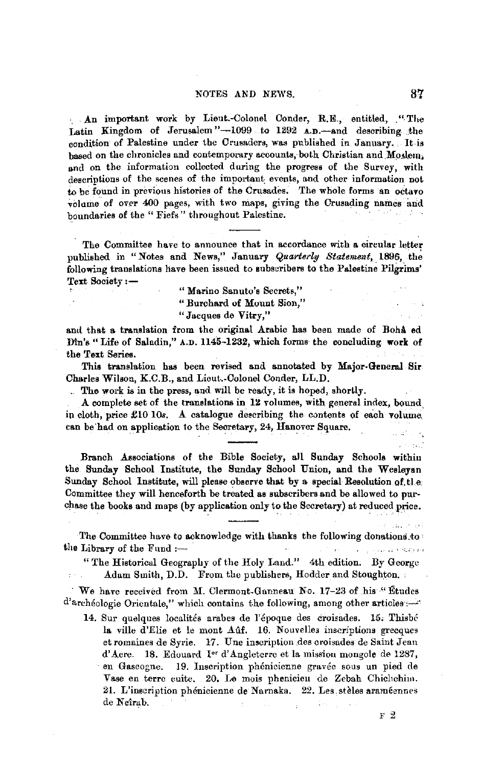An important work by Lieut.-Colonel Conder, R.E., entitled, "The Latin Kingdom of Jerusalem"—1099 to 1292 A.D.—and describing the condition of Palestine under the Crusaders, was published in January. It is based on the chronicles and contemporary accounts, both Christian and Moslem, and on the information collected during the progress of the Survey, with descriptions of the scenes of the important events, and other information not to be found in previous histories of the Crusades. The whole forms an octavo volume of over 400 pages, with two maps, giving the Crusading names and boundaries of the "Fiefs" throughout Palestine.

---

The Committee have to announce that in accordance with a circular letter published in "Notes and News," January *Quarterly Statement*, 1896, the following translations have been issued to subscribers to the Palestine Pilgrims' Text Society:—

"Marino Sanuto's Secrets,"
"Burchard of Mount Sion,"
"Jacques de Vitry,"

and that a translation from the original Arabic has been made of Bohâ ed Dîn's "Life of Saladin," A.D. 1145-1232, which forms the concluding work of the Text Series.

This translation has been revised and annotated by Major-General Sir Charles Wilson, K.C.B., and Lieut.-Colonel Conder, LL.D.

The work is in the press, and will be ready, it is hoped, shortly.

A complete set of the translations in 12 volumes, with general index, bound in cloth, price £10 10*s*. A catalogue describing the contents of each volume can be had on application to the Secretary, 24, Hanover Square.

---

Branch Associations of the Bible Society, all Sunday Schools within the Sunday School Institute, the Sunday School Union, and the Wesleyan Sunday School Institute, will please observe that by a special Resolution of the Committee they will henceforth be treated as subscribers and be allowed to purchase the books and maps (by application only to the Secretary) at reduced price.

---

The Committee have to acknowledge with thanks the following donations to the Library of the Fund:—

"The Historical Geography of the Holy Land." 4th edition. By George Adam Smith, D.D. From the publishers, Hodder and Stoughton.

We have received from M. Clermont-Ganneau No. 17-23 of his "Études d'archéologie Orientale," which contains the following, among other articles:—

14. Sur quelques localités arabes de l'époque des croisades. 15. Thisbé la ville d'Elie et le mont Aûf. 16. Nouvelles inscriptions grecques et romaines de Syrie. 17. Une inscription des croisades de Saint Jean d'Acre. 18. Edouard I^er d'Angleterre et la mission mongole de 1287, en Gascogne. 19. Inscription phénicienne gravée sous un pied de Vase en terre cuite. 20. Le mois phenicien de Zebah Chichchim. 21. L'inscription phénicienne de Narnaka. 22. Les stèles araméennes de Neîrab.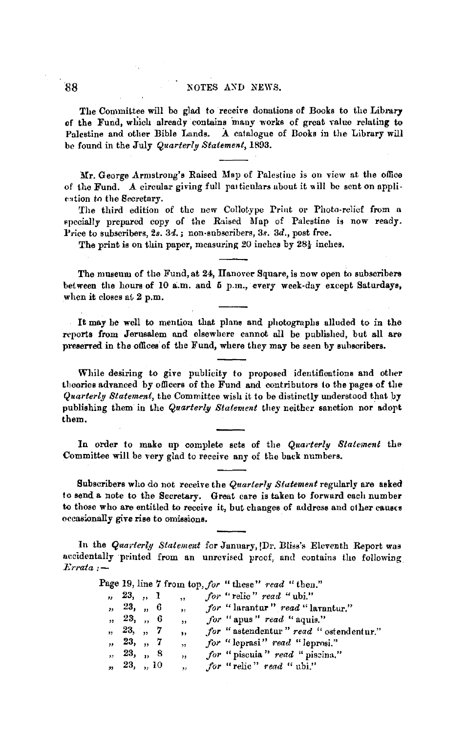The Committee will be glad to receive donations of Books to the Library of the Fund, which already contains many works of great value relating to Palestine and other Bible Lands. A catalogue of Books in the Library will be found in the July *Quarterly Statement*, 1893.

---

Mr. George Armstrong's Raised Map of Palestine is on view at the office of the Fund. A circular giving full particulars about it will be sent on application to the Secretary.

The third edition of the new Collotype Print or Photo-relief from a specially prepared copy of the Raised Map of Palestine is now ready. Price to subscribers, 2*s*. 3*d*.; non-subscribers, 3*s*. 3*d*., post free.

The print is on thin paper, measuring 20 inches by 28½ inches.

---

The museum of the Fund, at 24, Hanover Square, is now open to subscribers between the hours of 10 a.m. and 5 p.m., every week-day except Saturdays, when it closes at 2 p.m.

---

It may be well to mention that plans and photographs alluded to in the reports from Jerusalem and elsewhere cannot all be published, but all are preserved in the offices of the Fund, where they may be seen by subscribers.

---

While desiring to give publicity to proposed identifications and other theories advanced by officers of the Fund and contributors to the pages of the *Quarterly Statement*, the Committee wish it to be distinctly understood that by publishing them in the *Quarterly Statement* they neither sanction nor adopt them.

---

In order to make up complete sets of the *Quarterly Statement* the Committee will be very glad to receive any of the back numbers.

---

Subscribers who do not receive the *Quarterly Statement* regularly are asked to send a note to the Secretary. Great care is taken to forward each number to those who are entitled to receive it, but changes of address and other causes occasionally give rise to omissions.

---

In the *Quarterly Statement* for January, Dr. Bliss's Eleventh Report was accidentally printed from an unrevised proof, and contains the following *Errata*:—

Page 19, line 7 from top, *for* "these" *read* "then."
,, 23, ,, 1 ,, *for* "relic" *read* "ubi."
,, 23, ,, 6 ,, *for* "larantur" *read* "lavantur."
,, 23, ,, 6 ,, *for* "apus" *read* "aquis."
,, 23, ,, 7 ,, *for* "astendentur" *read* "ostendentur."
,, 23, ,, 7 ,, *for* "leprasi" *read* "leprosi."
,, 23, ,, 8 ,, *for* "piscuia" *read* "piscina."
,, 23, ,, 10 ,, *for* "relic" *read* "ubi."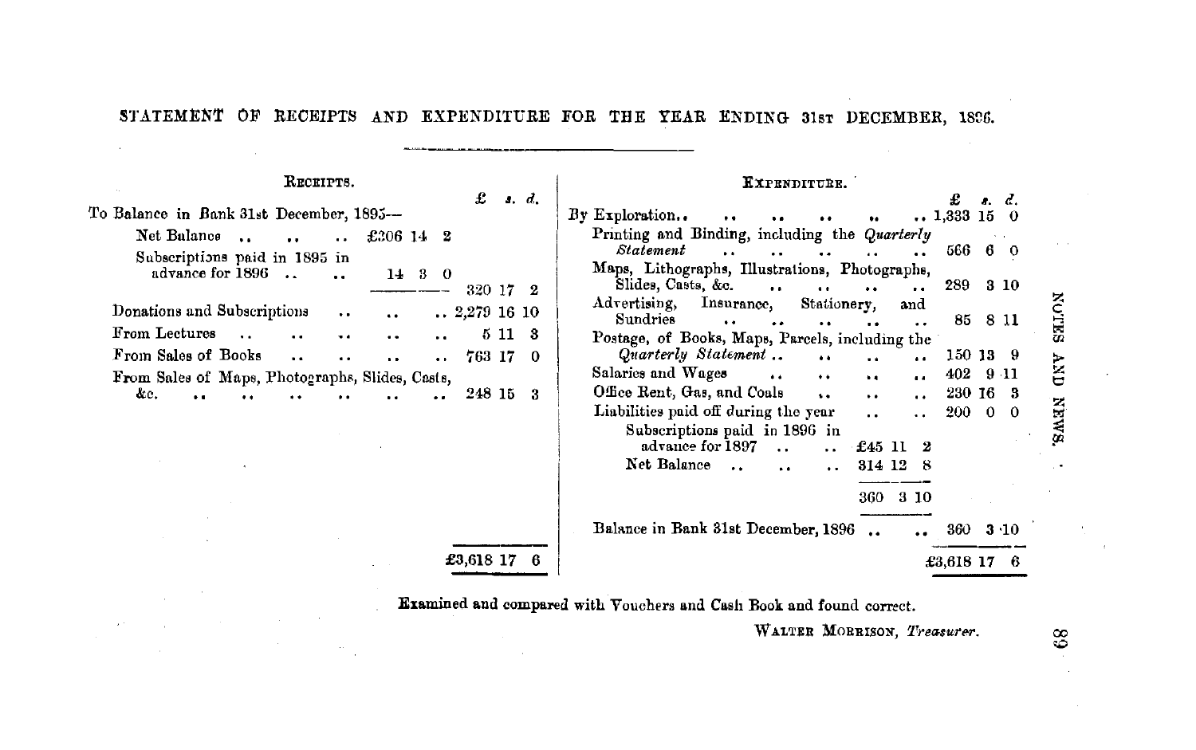## STATEMENT OF RECEIPTS AND EXPENDITURE FOR THE YEAR ENDING 31ST DECEMBER, 1896.

### RECEIPTS.

| | | £ s. d. |
|---|---|---|
| To Balance in Bank 31st December, 1895— | | |
| Net Balance .. .. .. | £306 14 2 | |
| Subscriptions paid in 1895 in advance for 1896 .. .. | 14 3 0 | |
| | | 320 17 2 |
| Donations and Subscriptions .. .. .. | | 2,279 16 10 |
| From Lectures .. .. .. .. .. | | 5 11 3 |
| From Sales of Books .. .. .. .. | | 763 17 0 |
| From Sales of Maps, Photographs, Slides, Casts, &c. .. .. .. .. .. .. .. | | 248 15 3 |
| | | £3,618 17 6 |

### EXPENDITURE.

| | | £ s. d. |
|---|---|---|
| By Exploration.. .. .. .. .. .. | | 1,333 15 0 |
| Printing and Binding, including the *Quarterly Statement* .. .. .. .. | | 566 6 0 |
| Maps, Lithographs, Illustrations, Photographs, Slides, Casts, &c. .. .. .. .. | | 289 3 10 |
| Advertising, Insurance, Stationery, and Sundries .. .. .. .. .. | | 85 8 11 |
| Postage, of Books, Maps, Parcels, including the *Quarterly Statement* .. .. .. .. | | 150 13 9 |
| Salaries and Wages .. .. .. .. | | 402 9 11 |
| Office Rent, Gas, and Coals .. .. .. | | 230 16 3 |
| Liabilities paid off during the year .. .. | | 200 0 0 |
| Subscriptions paid in 1896 in advance for 1897 .. .. | £45 11 2 | |
| Net Balance .. .. .. | 314 12 8 | |
| | 360 3 10 | |
| Balance in Bank 31st December, 1896 .. .. | | 360 3 10 |
| | | £3,618 17 6 |

Examined and compared with Vouchers and Cash Book and found correct.

WALTER MORRISON, *Treasurer.*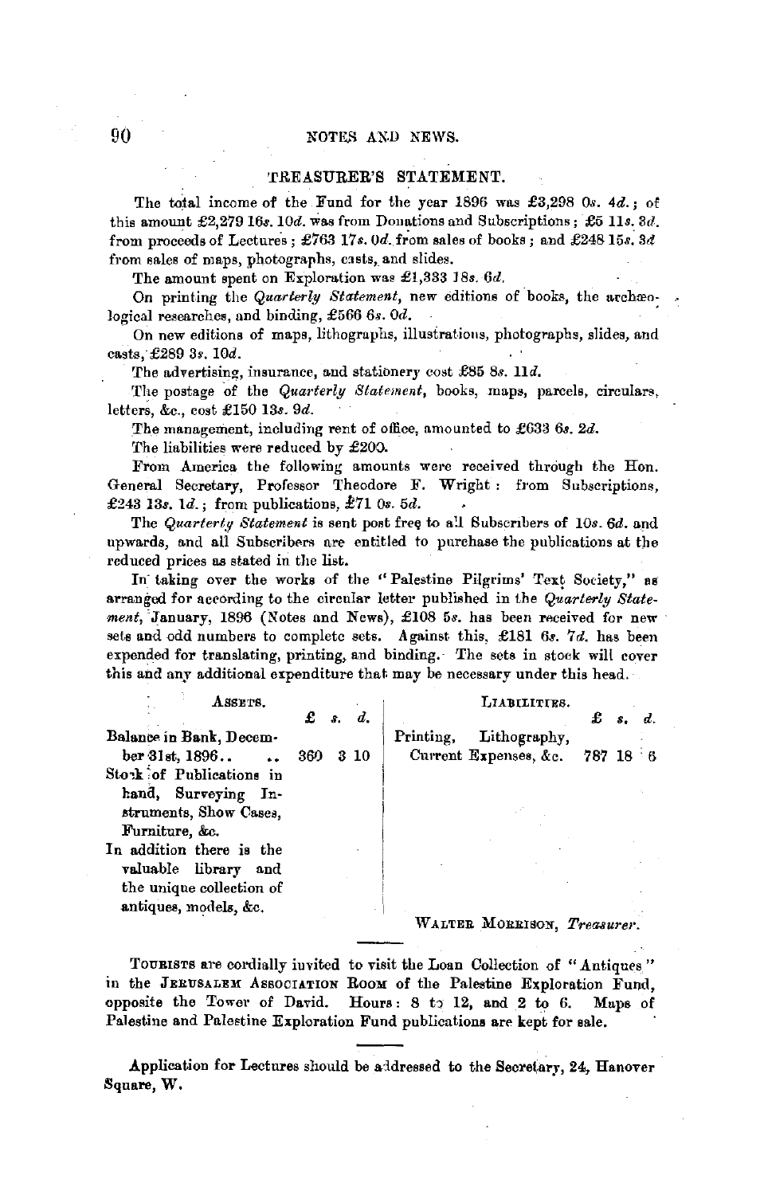## TREASURER'S STATEMENT.

The total income of the Fund for the year 1896 was £3,298 0*s.* 4*d.*; of this amount £2,279 16*s.* 10*d.* was from Donations and Subscriptions; £5 11*s.* 3*d.* from proceeds of Lectures; £763 17*s.* 0*d.* from sales of books; and £248 15*s.* 3*d* from sales of maps, photographs, casts, and slides.

The amount spent on Exploration was £1,333 18*s.* 6*d.*

On printing the *Quarterly Statement*, new editions of books, the archæological researches, and binding, £566 6*s.* 0*d.*

On new editions of maps, lithographs, illustrations, photographs, slides, and casts, £289 3*s.* 10*d.*

The advertising, insurance, and stationery cost £85 8*s.* 11*d.*

The postage of the *Quarterly Statement*, books, maps, parcels, circulars, letters, &c., cost £150 13*s.* 9*d.*

The management, including rent of office, amounted to £633 6*s.* 2*d.*

The liabilities were reduced by £200.

From America the following amounts were received through the Hon. General Secretary, Professor Theodore F. Wright: from Subscriptions, £243 13*s.* 1*d.*; from publications, £71 0*s.* 5*d.*

The *Quarterly Statement* is sent post free to all Subscribers of 10*s.* 6*d.* and upwards, and all Subscribers are entitled to purchase the publications at the reduced prices as stated in the list.

In taking over the works of the "Palestine Pilgrims' Text Society," as arranged for according to the circular letter published in the *Quarterly Statement*, January, 1896 (Notes and News), £108 5*s.* has been received for new sets and odd numbers to complete sets. Against this, £181 6*s.* 7*d.* has been expended for translating, printing, and binding. The sets in stock will cover this and any additional expenditure that may be necessary under this head.

| ASSETS. | £ | s. | d. | LIABILITIES. | £ | s. | d. |
|---|---|---|---|---|---|---|---|
| Balance in Bank, December 31st, 1896.. .. | 360 | 3 | 10 | Printing, Lithography, Current Expenses, &c. | 787 | 18 | 6 |
| Stock of Publications in hand, Surveying Instruments, Show Cases, Furniture, &c. | | | | | | | |
| In addition there is the valuable library and the unique collection of antiques, models, &c. | | | | | | | |

WALTER MORRISON, *Treasurer.*

---

TOURISTS are cordially invited to visit the Loan Collection of "Antiques" in the JERUSALEM ASSOCIATION ROOM of the Palestine Exploration Fund, opposite the Tower of David. Hours: 8 to 12, and 2 to 6. Maps of Palestine and Palestine Exploration Fund publications are kept for sale.

---

Application for Lectures should be addressed to the Secretary, 24, Hanover Square, W.